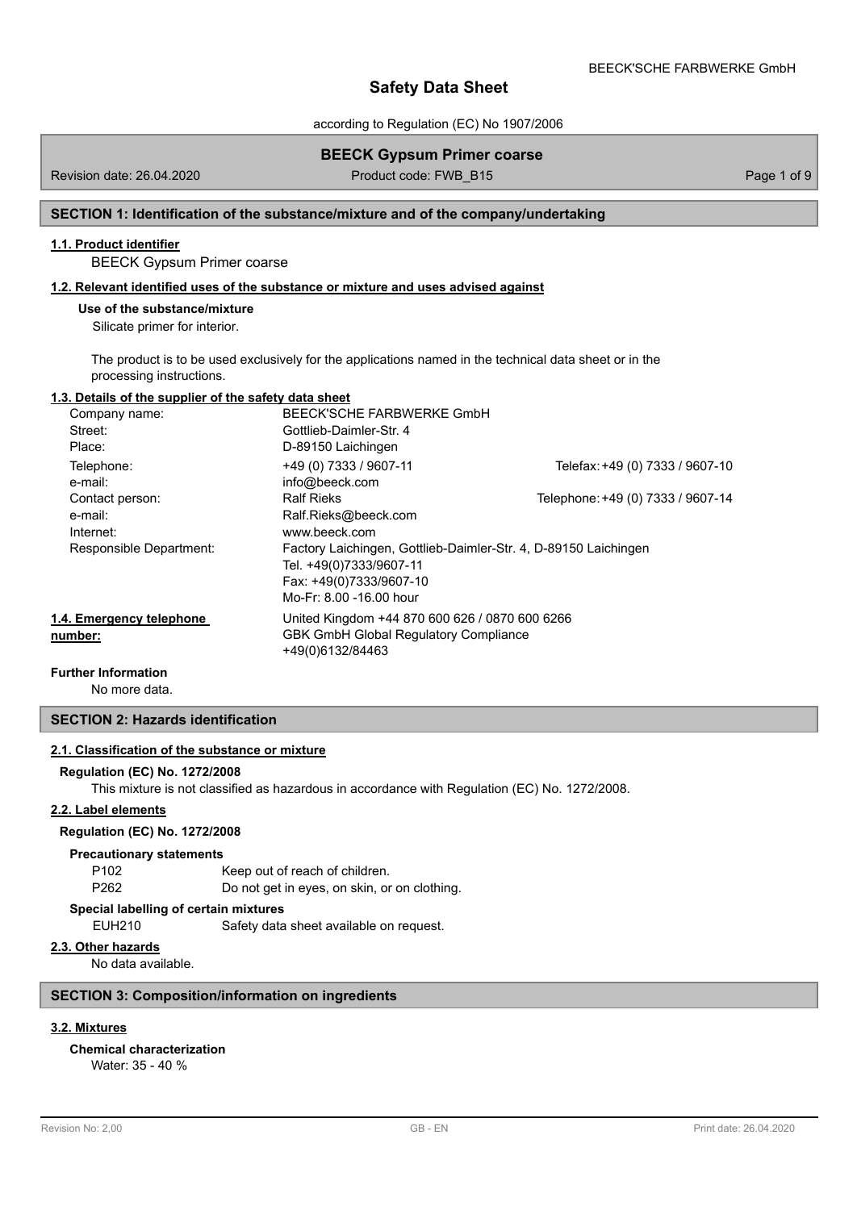# Safety Data Sheet

according to Regulation (EC) No 1907/2006

## BEECK Gypsum Primer coarse

Revision date: 26.04.2020 Product code: FWB_B15

## SECTION 1: Identification of the substance/mixture and of the company/undertaking

### 1.1. Product identifier

BEECK Gypsum Primer coarse

### 1.2. Relevant identified uses of the substance or mixture and uses advised against

**Use of the substance/mixture**

Silicate primer for interior.

The product is to be used exclusively for the applications named in the technical data sheet or in the processing instructions.

### 1.3. Details of the supplier of the safety data sheet

| | | |
|---|---|---|
| Company name: | BEECK'SCHE FARBWERKE GmbH | |
| Street: | Gottlieb-Daimler-Str. 4 | |
| Place: | D-89150 Laichingen | |
| Telephone: | +49 (0) 7333 / 9607-11 | Telefax: +49 (0) 7333 / 9607-10 |
| e-mail: | info@beeck.com | |
| Contact person: | Ralf Rieks | Telephone: +49 (0) 7333 / 9607-14 |
| e-mail: | Ralf.Rieks@beeck.com | |
| Internet: | www.beeck.com | |
| Responsible Department: | Factory Laichingen, Gottlieb-Daimler-Str. 4, D-89150 Laichingen<br>Tel. +49(0)7333/9607-11<br>Fax: +49(0)7333/9607-10<br>Mo-Fr: 8.00 -16.00 hour | |

### 1.4. Emergency telephone number:

United Kingdom +44 870 600 626 / 0870 600 6266
GBK GmbH Global Regulatory Compliance
+49(0)6132/84463

**Further Information**

No more data.

## SECTION 2: Hazards identification

### 2.1. Classification of the substance or mixture

**Regulation (EC) No. 1272/2008**

This mixture is not classified as hazardous in accordance with Regulation (EC) No. 1272/2008.

### 2.2. Label elements

**Regulation (EC) No. 1272/2008**

**Precautionary statements**

P102 Keep out of reach of children.
P262 Do not get in eyes, on skin, or on clothing.

**Special labelling of certain mixtures**

EUH210 Safety data sheet available on request.

### 2.3. Other hazards

No data available.

## SECTION 3: Composition/information on ingredients

### 3.2. Mixtures

**Chemical characterization**

Water: 35 - 40 %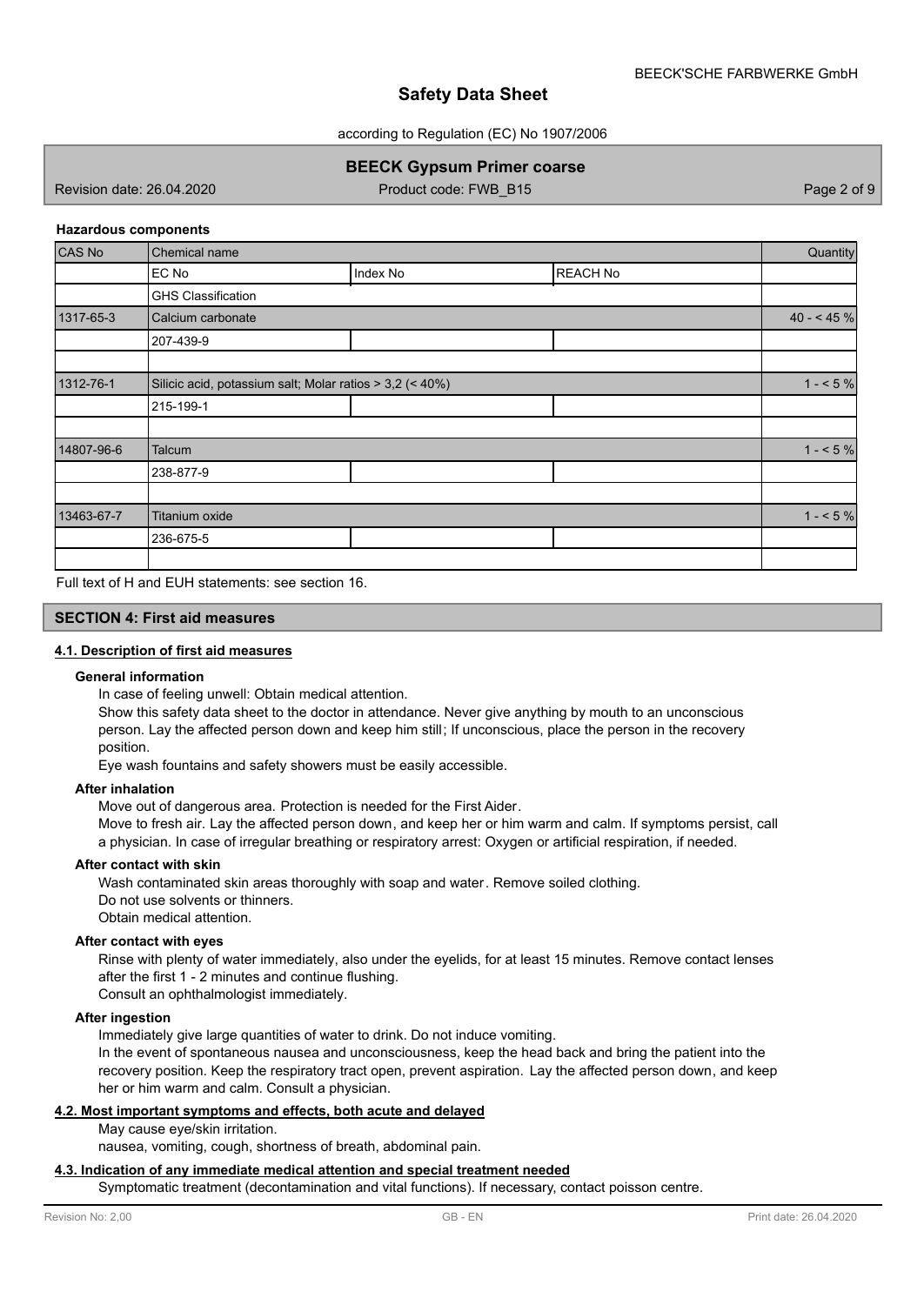**Hazardous components**

| CAS No | Chemical name | | | Quantity |
|---|---|---|---|---|
| | EC No | Index No | REACH No | |
| | GHS Classification | | | |
| 1317-65-3 | Calcium carbonate | | | 40 - < 45 % |
| | 207-439-9 | | | |
| | | | | |
| 1312-76-1 | Silicic acid, potassium salt; Molar ratios > 3,2 (< 40%) | | | 1 - < 5 % |
| | 215-199-1 | | | |
| | | | | |
| 14807-96-6 | Talcum | | | 1 - < 5 % |
| | 238-877-9 | | | |
| | | | | |
| 13463-67-7 | Titanium oxide | | | 1 - < 5 % |
| | 236-675-5 | | | |
| | | | | |

Full text of H and EUH statements: see section 16.

## SECTION 4: First aid measures

### 4.1. Description of first aid measures

**General information**

In case of feeling unwell: Obtain medical attention.

Show this safety data sheet to the doctor in attendance. Never give anything by mouth to an unconscious person. Lay the affected person down and keep him still; If unconscious, place the person in the recovery position.

Eye wash fountains and safety showers must be easily accessible.

**After inhalation**

Move out of dangerous area. Protection is needed for the First Aider.

Move to fresh air. Lay the affected person down, and keep her or him warm and calm. If symptoms persist, call a physician. In case of irregular breathing or respiratory arrest: Oxygen or artificial respiration, if needed.

**After contact with skin**

Wash contaminated skin areas thoroughly with soap and water. Remove soiled clothing.

Do not use solvents or thinners.

Obtain medical attention.

**After contact with eyes**

Rinse with plenty of water immediately, also under the eyelids, for at least 15 minutes. Remove contact lenses after the first 1 - 2 minutes and continue flushing.

Consult an ophthalmologist immediately.

**After ingestion**

Immediately give large quantities of water to drink. Do not induce vomiting.

In the event of spontaneous nausea and unconsciousness, keep the head back and bring the patient into the recovery position. Keep the respiratory tract open, prevent aspiration. Lay the affected person down, and keep her or him warm and calm. Consult a physician.

### 4.2. Most important symptoms and effects, both acute and delayed

May cause eye/skin irritation.

nausea, vomiting, cough, shortness of breath, abdominal pain.

### 4.3. Indication of any immediate medical attention and special treatment needed

Symptomatic treatment (decontamination and vital functions). If necessary, contact poisson centre.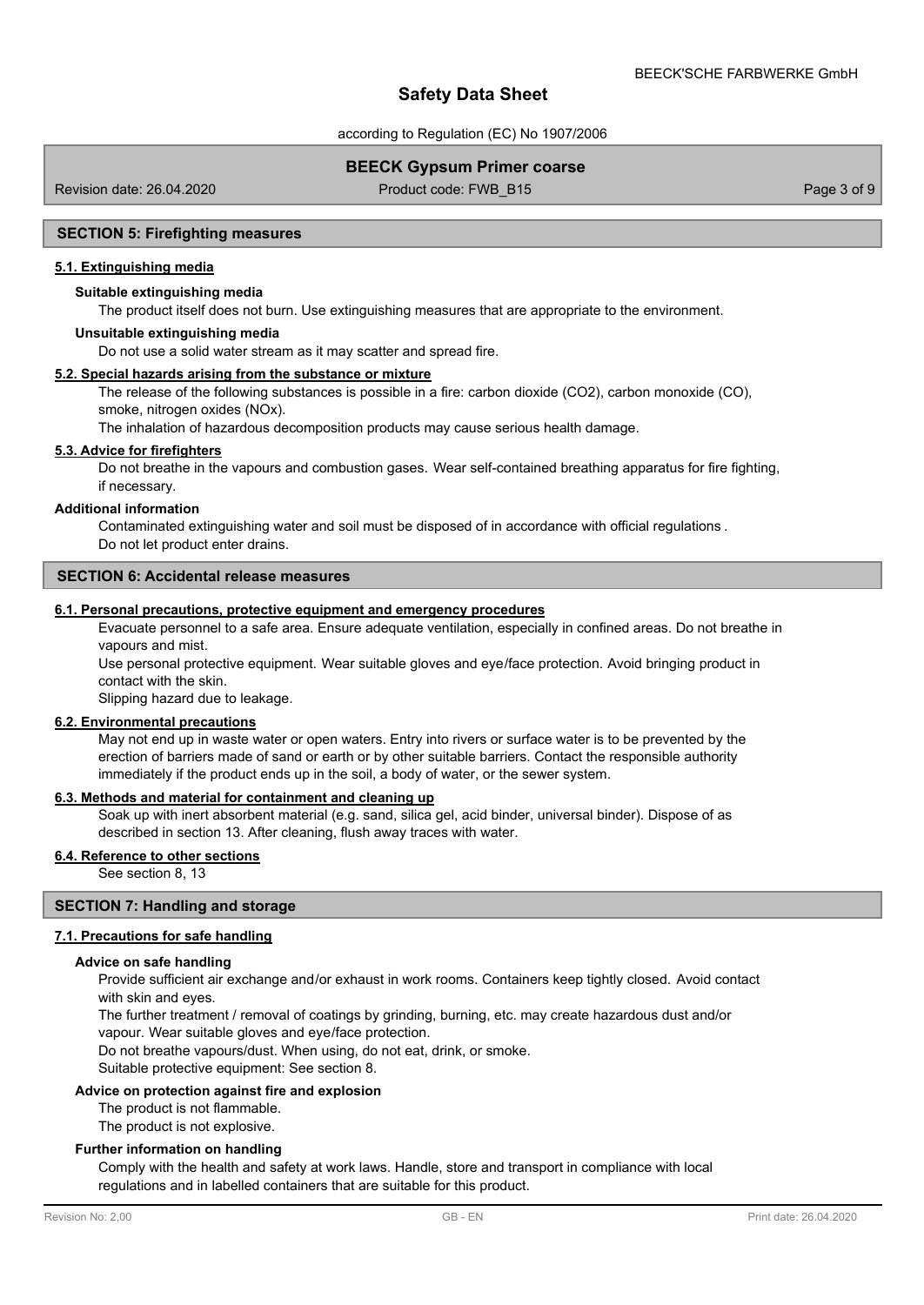## SECTION 5: Firefighting measures

### 5.1. Extinguishing media

**Suitable extinguishing media**

The product itself does not burn. Use extinguishing measures that are appropriate to the environment.

**Unsuitable extinguishing media**

Do not use a solid water stream as it may scatter and spread fire.

### 5.2. Special hazards arising from the substance or mixture

The release of the following substances is possible in a fire: carbon dioxide ($CO_2$), carbon monoxide (CO), smoke, nitrogen oxides ($NO_x$).

The inhalation of hazardous decomposition products may cause serious health damage.

### 5.3. Advice for firefighters

Do not breathe in the vapours and combustion gases. Wear self-contained breathing apparatus for fire fighting, if necessary.

**Additional information**

Contaminated extinguishing water and soil must be disposed of in accordance with official regulations.
Do not let product enter drains.

## SECTION 6: Accidental release measures

### 6.1. Personal precautions, protective equipment and emergency procedures

Evacuate personnel to a safe area. Ensure adequate ventilation, especially in confined areas. Do not breathe in vapours and mist.

Use personal protective equipment. Wear suitable gloves and eye/face protection. Avoid bringing product in contact with the skin.

Slipping hazard due to leakage.

### 6.2. Environmental precautions

May not end up in waste water or open waters. Entry into rivers or surface water is to be prevented by the erection of barriers made of sand or earth or by other suitable barriers. Contact the responsible authority immediately if the product ends up in the soil, a body of water, or the sewer system.

### 6.3. Methods and material for containment and cleaning up

Soak up with inert absorbent material (e.g. sand, silica gel, acid binder, universal binder). Dispose of as described in section 13. After cleaning, flush away traces with water.

### 6.4. Reference to other sections

See section 8, 13

## SECTION 7: Handling and storage

### 7.1. Precautions for safe handling

**Advice on safe handling**

Provide sufficient air exchange and/or exhaust in work rooms. Containers keep tightly closed. Avoid contact with skin and eyes.

The further treatment / removal of coatings by grinding, burning, etc. may create hazardous dust and/or vapour. Wear suitable gloves and eye/face protection.

Do not breathe vapours/dust. When using, do not eat, drink, or smoke.

Suitable protective equipment: See section 8.

**Advice on protection against fire and explosion**

The product is not flammable.
The product is not explosive.

**Further information on handling**

Comply with the health and safety at work laws. Handle, store and transport in compliance with local regulations and in labelled containers that are suitable for this product.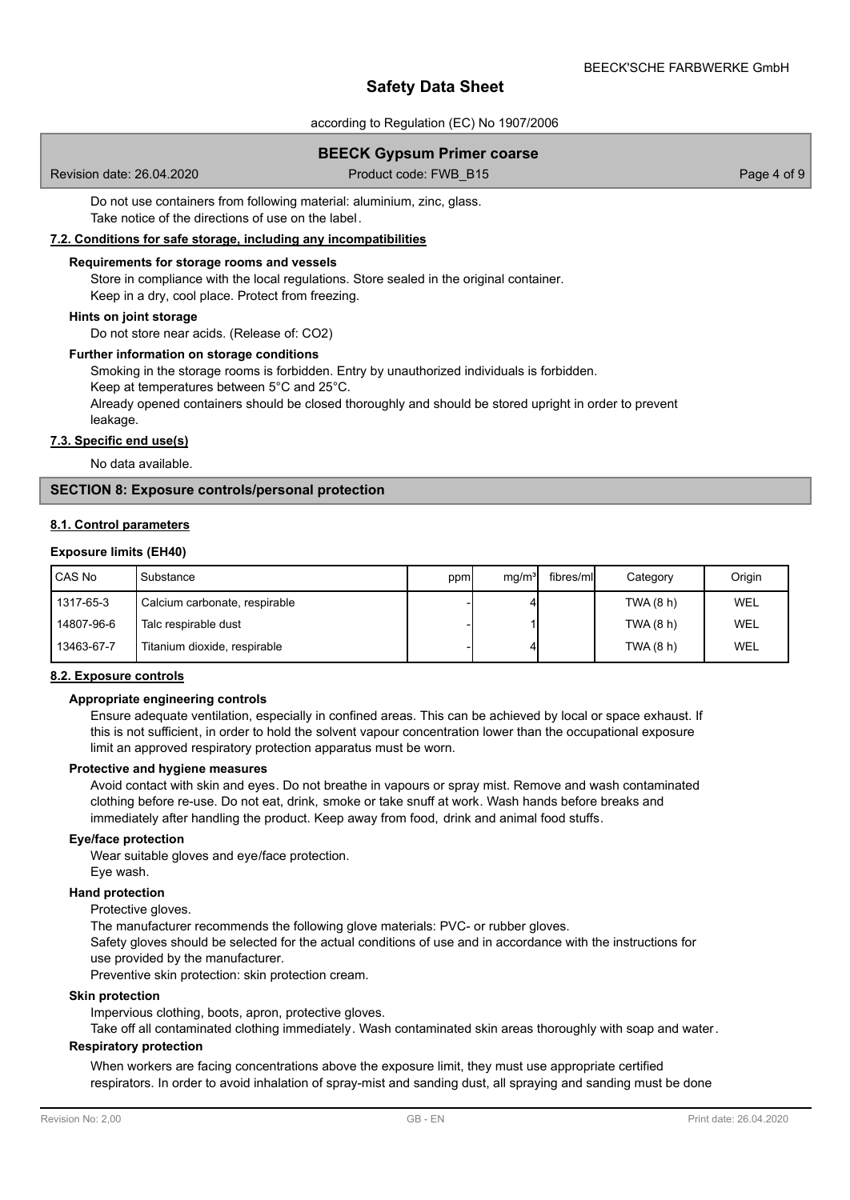Do not use containers from following material: aluminium, zinc, glass.
Take notice of the directions of use on the label.

### 7.2. Conditions for safe storage, including any incompatibilities

**Requirements for storage rooms and vessels**

Store in compliance with the local regulations. Store sealed in the original container.
Keep in a dry, cool place. Protect from freezing.

**Hints on joint storage**

Do not store near acids. (Release of: $CO_2$)

**Further information on storage conditions**

Smoking in the storage rooms is forbidden. Entry by unauthorized individuals is forbidden.
Keep at temperatures between 5°C and 25°C.
Already opened containers should be closed thoroughly and should be stored upright in order to prevent leakage.

### 7.3. Specific end use(s)

No data available.

## SECTION 8: Exposure controls/personal protection

### 8.1. Control parameters

**Exposure limits (EH40)**

| CAS No | Substance | ppm | mg/m³ | fibres/ml | Category | Origin |
|---|---|---|---|---|---|---|
| 1317-65-3 | Calcium carbonate, respirable | - | 4 | | TWA (8 h) | WEL |
| 14807-96-6 | Talc respirable dust | - | 1 | | TWA (8 h) | WEL |
| 13463-67-7 | Titanium dioxide, respirable | - | 4 | | TWA (8 h) | WEL |

### 8.2. Exposure controls

**Appropriate engineering controls**

Ensure adequate ventilation, especially in confined areas. This can be achieved by local or space exhaust. If this is not sufficient, in order to hold the solvent vapour concentration lower than the occupational exposure limit an approved respiratory protection apparatus must be worn.

**Protective and hygiene measures**

Avoid contact with skin and eyes. Do not breathe in vapours or spray mist. Remove and wash contaminated clothing before re-use. Do not eat, drink, smoke or take snuff at work. Wash hands before breaks and immediately after handling the product. Keep away from food, drink and animal food stuffs.

**Eye/face protection**

Wear suitable gloves and eye/face protection.
Eye wash.

**Hand protection**

Protective gloves.
The manufacturer recommends the following glove materials: PVC- or rubber gloves.
Safety gloves should be selected for the actual conditions of use and in accordance with the instructions for use provided by the manufacturer.
Preventive skin protection: skin protection cream.

**Skin protection**

Impervious clothing, boots, apron, protective gloves.
Take off all contaminated clothing immediately. Wash contaminated skin areas thoroughly with soap and water.

**Respiratory protection**

When workers are facing concentrations above the exposure limit, they must use appropriate certified respirators. In order to avoid inhalation of spray-mist and sanding dust, all spraying and sanding must be done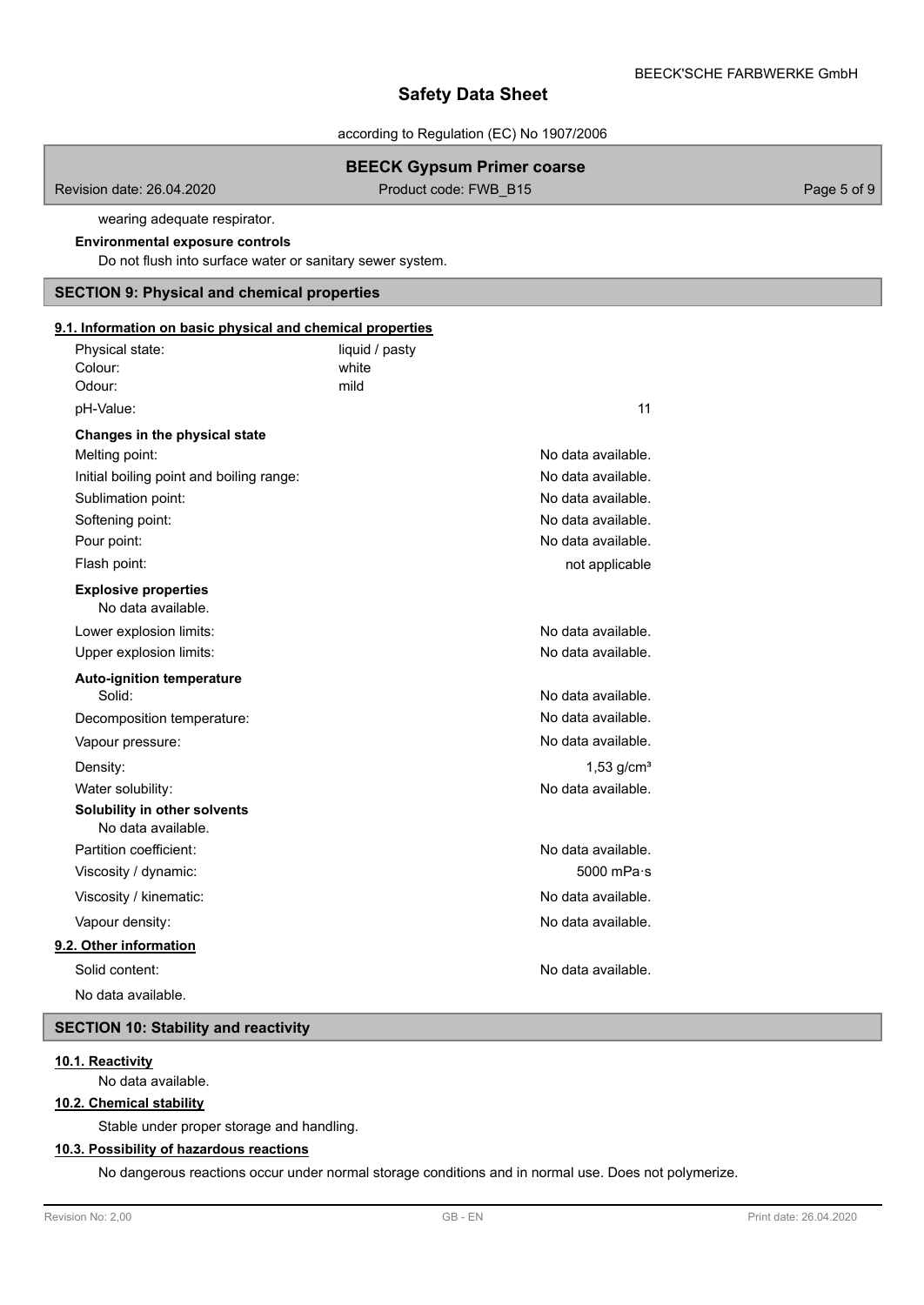wearing adequate respirator.

**Environmental exposure controls**

Do not flush into surface water or sanitary sewer system.

## SECTION 9: Physical and chemical properties

### 9.1. Information on basic physical and chemical properties

| | |
|---|---|
| Physical state: | liquid / pasty |
| Colour: | white |
| Odour: | mild |
| pH-Value: | 11 |

**Changes in the physical state**

| | |
|---|---|
| Melting point: | No data available. |
| Initial boiling point and boiling range: | No data available. |
| Sublimation point: | No data available. |
| Softening point: | No data available. |
| Pour point: | No data available. |
| Flash point: | not applicable |

**Explosive properties**

No data available.

| | |
|---|---|
| Lower explosion limits: | No data available. |
| Upper explosion limits: | No data available. |

**Auto-ignition temperature**

| | |
|---|---|
| Solid: | No data available. |
| Decomposition temperature: | No data available. |
| Vapour pressure: | No data available. |
| Density: | 1,53 g/cm³ |
| Water solubility: | No data available. |

**Solubility in other solvents**

No data available.

| | |
|---|---|
| Partition coefficient: | No data available. |
| Viscosity / dynamic: | 5000 mPa·s |
| Viscosity / kinematic: | No data available. |
| Vapour density: | No data available. |

### 9.2. Other information

| | |
|---|---|
| Solid content: | No data available. |

No data available.

## SECTION 10: Stability and reactivity

### 10.1. Reactivity

No data available.

### 10.2. Chemical stability

Stable under proper storage and handling.

### 10.3. Possibility of hazardous reactions

No dangerous reactions occur under normal storage conditions and in normal use. Does not polymerize.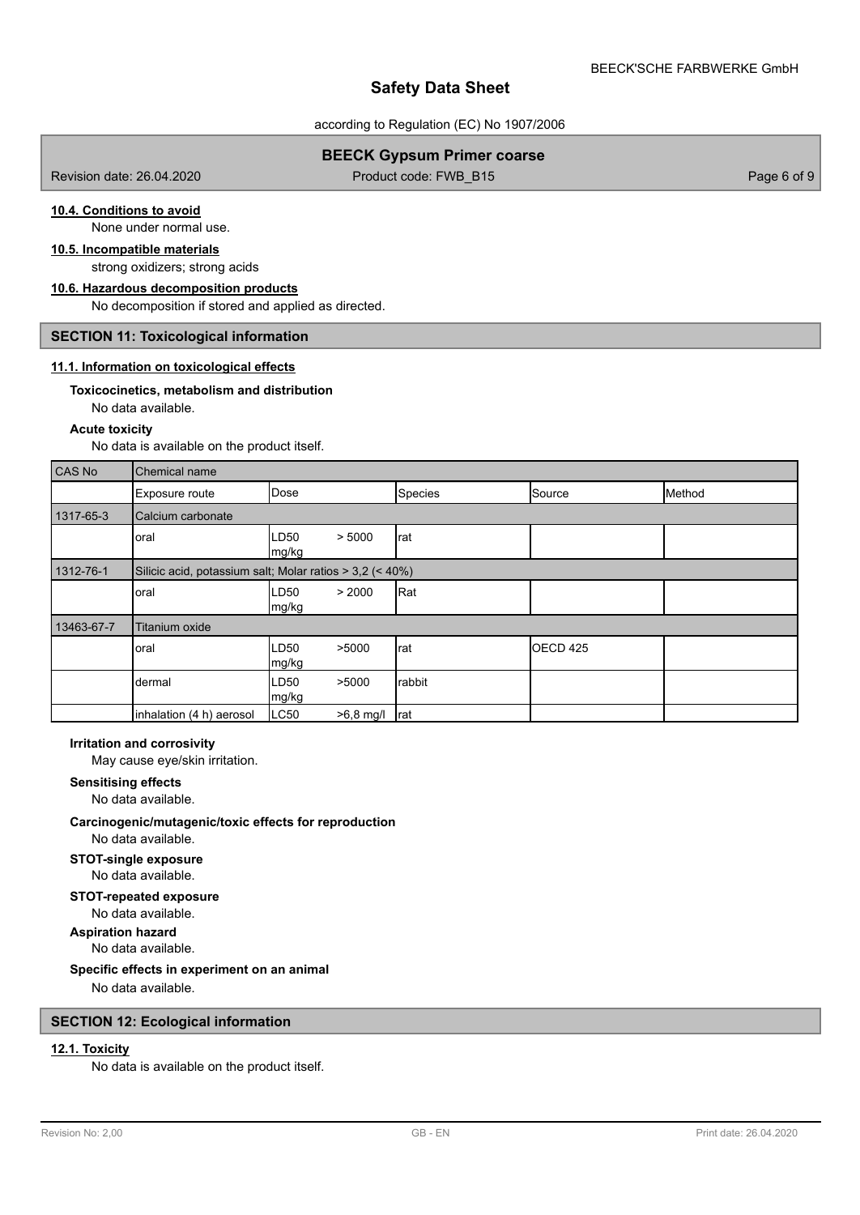### 10.4. Conditions to avoid

None under normal use.

### 10.5. Incompatible materials

strong oxidizers; strong acids

### 10.6. Hazardous decomposition products

No decomposition if stored and applied as directed.

## SECTION 11: Toxicological information

### 11.1. Information on toxicological effects

**Toxicocinetics, metabolism and distribution**

No data available.

**Acute toxicity**

No data is available on the product itself.

| CAS No | Chemical name | | | | |
|---|---|---|---|---|---|
| | Exposure route | Dose | Species | Source | Method |
| 1317-65-3 | Calcium carbonate | | | | |
| | oral | LD50 > 5000 mg/kg | rat | | |
| 1312-76-1 | Silicic acid, potassium salt; Molar ratios > 3,2 (< 40%) | | | | |
| | oral | LD50 > 2000 mg/kg | Rat | | |
| 13463-67-7 | Titanium oxide | | | | |
| | oral | LD50 >5000 mg/kg | rat | OECD 425 | |
| | dermal | LD50 >5000 mg/kg | rabbit | | |
| | inhalation (4 h) aerosol | LC50 >6,8 mg/l | rat | | |

**Irritation and corrosivity**

May cause eye/skin irritation.

**Sensitising effects**

No data available.

**Carcinogenic/mutagenic/toxic effects for reproduction**

No data available.

**STOT-single exposure**

No data available.

**STOT-repeated exposure**

No data available.

**Aspiration hazard**

No data available.

**Specific effects in experiment on an animal**

No data available.

## SECTION 12: Ecological information

### 12.1. Toxicity

No data is available on the product itself.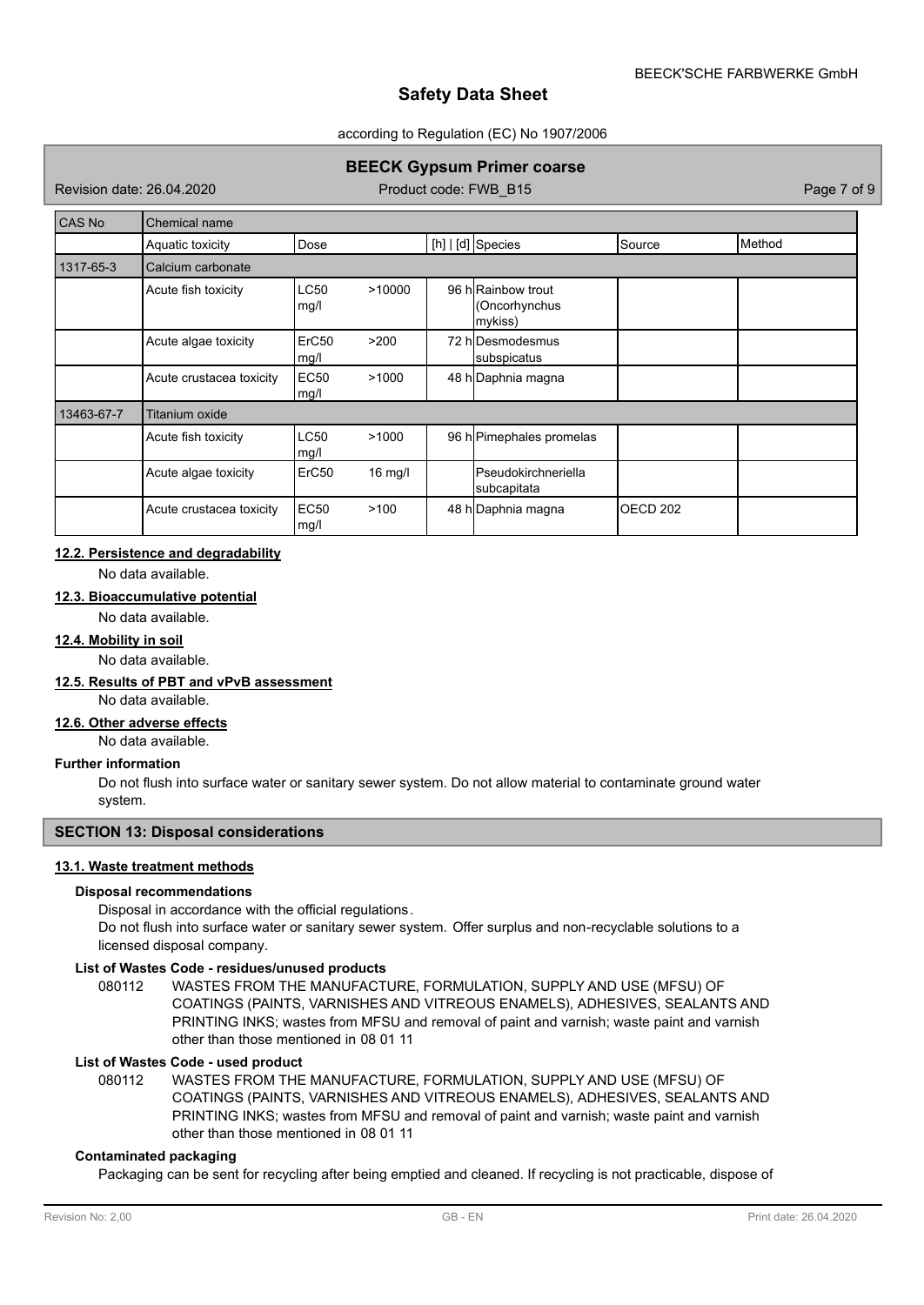| CAS No | Chemical name | | | | | |
|---|---|---|---|---|---|---|
| | Aquatic toxicity | Dose | [h] \| [d] | Species | Source | Method |
| 1317-65-3 | Calcium carbonate | | | | | |
| | Acute fish toxicity | LC50 >10000 mg/l | 96 h | Rainbow trout (Oncorhynchus mykiss) | | |
| | Acute algae toxicity | ErC50 >200 mg/l | 72 h | Desmodesmus subspicatus | | |
| | Acute crustacea toxicity | EC50 >1000 mg/l | 48 h | Daphnia magna | | |
| 13463-67-7 | Titanium oxide | | | | | |
| | Acute fish toxicity | LC50 >1000 mg/l | 96 h | Pimephales promelas | | |
| | Acute algae toxicity | ErC50 16 mg/l | | Pseudokirchneriella subcapitata | | |
| | Acute crustacea toxicity | EC50 >100 mg/l | 48 h | Daphnia magna | OECD 202 | |

#### 12.2. Persistence and degradability

No data available.

#### 12.3. Bioaccumulative potential

No data available.

#### 12.4. Mobility in soil

No data available.

#### 12.5. Results of PBT and vPvB assessment

No data available.

#### 12.6. Other adverse effects

No data available.

**Further information**

Do not flush into surface water or sanitary sewer system. Do not allow material to contaminate ground water system.

## SECTION 13: Disposal considerations

#### 13.1. Waste treatment methods

**Disposal recommendations**

Disposal in accordance with the official regulations.
Do not flush into surface water or sanitary sewer system. Offer surplus and non-recyclable solutions to a licensed disposal company.

**List of Wastes Code - residues/unused products**

080112 WASTES FROM THE MANUFACTURE, FORMULATION, SUPPLY AND USE (MFSU) OF COATINGS (PAINTS, VARNISHES AND VITREOUS ENAMELS), ADHESIVES, SEALANTS AND PRINTING INKS; wastes from MFSU and removal of paint and varnish; waste paint and varnish other than those mentioned in 08 01 11

**List of Wastes Code - used product**

080112 WASTES FROM THE MANUFACTURE, FORMULATION, SUPPLY AND USE (MFSU) OF COATINGS (PAINTS, VARNISHES AND VITREOUS ENAMELS), ADHESIVES, SEALANTS AND PRINTING INKS; wastes from MFSU and removal of paint and varnish; waste paint and varnish other than those mentioned in 08 01 11

**Contaminated packaging**

Packaging can be sent for recycling after being emptied and cleaned. If recycling is not practicable, dispose of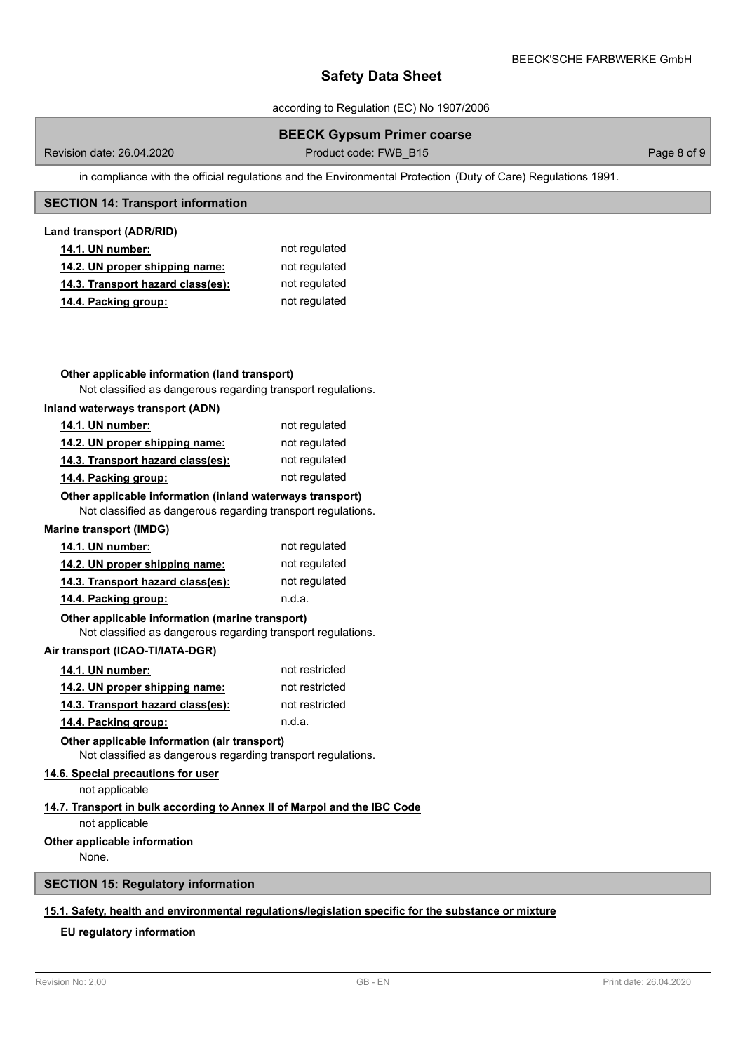in compliance with the official regulations and the Environmental Protection (Duty of Care) Regulations 1991.

## SECTION 14: Transport information

**Land transport (ADR/RID)**

| | |
|---|---|
| **14.1. UN number:** | not regulated |
| **14.2. UN proper shipping name:** | not regulated |
| **14.3. Transport hazard class(es):** | not regulated |
| **14.4. Packing group:** | not regulated |

**Other applicable information (land transport)**

Not classified as dangerous regarding transport regulations.

**Inland waterways transport (ADN)**

| | |
|---|---|
| **14.1. UN number:** | not regulated |
| **14.2. UN proper shipping name:** | not regulated |
| **14.3. Transport hazard class(es):** | not regulated |
| **14.4. Packing group:** | not regulated |

**Other applicable information (inland waterways transport)**

Not classified as dangerous regarding transport regulations.

**Marine transport (IMDG)**

| | |
|---|---|
| **14.1. UN number:** | not regulated |
| **14.2. UN proper shipping name:** | not regulated |
| **14.3. Transport hazard class(es):** | not regulated |
| **14.4. Packing group:** | n.d.a. |

**Other applicable information (marine transport)**

Not classified as dangerous regarding transport regulations.

**Air transport (ICAO-TI/IATA-DGR)**

| | |
|---|---|
| **14.1. UN number:** | not restricted |
| **14.2. UN proper shipping name:** | not restricted |
| **14.3. Transport hazard class(es):** | not restricted |
| **14.4. Packing group:** | n.d.a. |

**Other applicable information (air transport)**

Not classified as dangerous regarding transport regulations.

**14.6. Special precautions for user**

not applicable

**14.7. Transport in bulk according to Annex II of Marpol and the IBC Code**

not applicable

**Other applicable information**

None.

## SECTION 15: Regulatory information

**15.1. Safety, health and environmental regulations/legislation specific for the substance or mixture**

**EU regulatory information**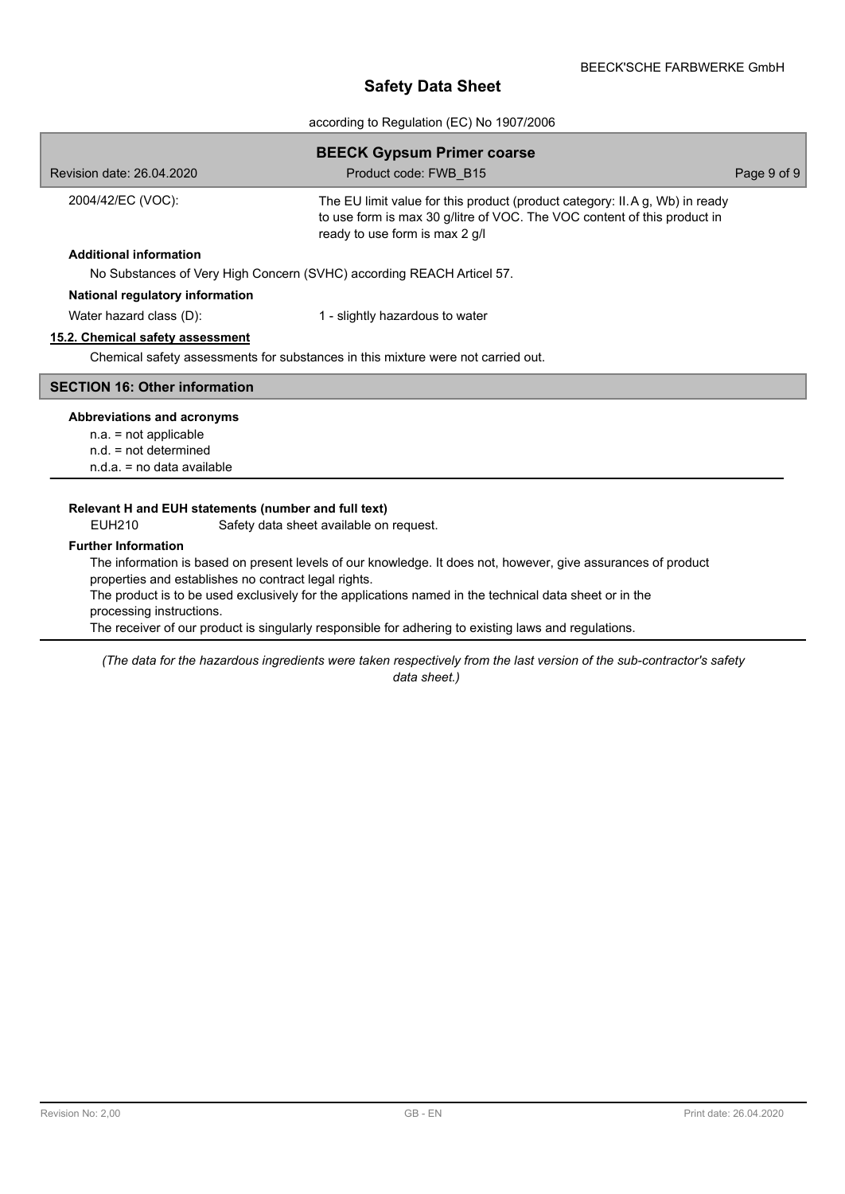| | |
|---|---|
| 2004/42/EC (VOC): | The EU limit value for this product (product category: II.A g, Wb) in ready to use form is max 30 g/litre of VOC. The VOC content of this product in ready to use form is max 2 g/l |

**Additional information**

No Substances of Very High Concern (SVHC) according REACH Articel 57.

**National regulatory information**

| | |
|---|---|
| Water hazard class (D): | 1 - slightly hazardous to water |

### 15.2. Chemical safety assessment

Chemical safety assessments for substances in this mixture were not carried out.

## SECTION 16: Other information

**Abbreviations and acronyms**

n.a. = not applicable
n.d. = not determined
n.d.a. = no data available

**Relevant H and EUH statements (number and full text)**

| | |
|---|---|
| EUH210 | Safety data sheet available on request. |

**Further Information**

The information is based on present levels of our knowledge. It does not, however, give assurances of product properties and establishes no contract legal rights.
The product is to be used exclusively for the applications named in the technical data sheet or in the processing instructions.
The receiver of our product is singularly responsible for adhering to existing laws and regulations.

*(The data for the hazardous ingredients were taken respectively from the last version of the sub-contractor's safety data sheet.)*